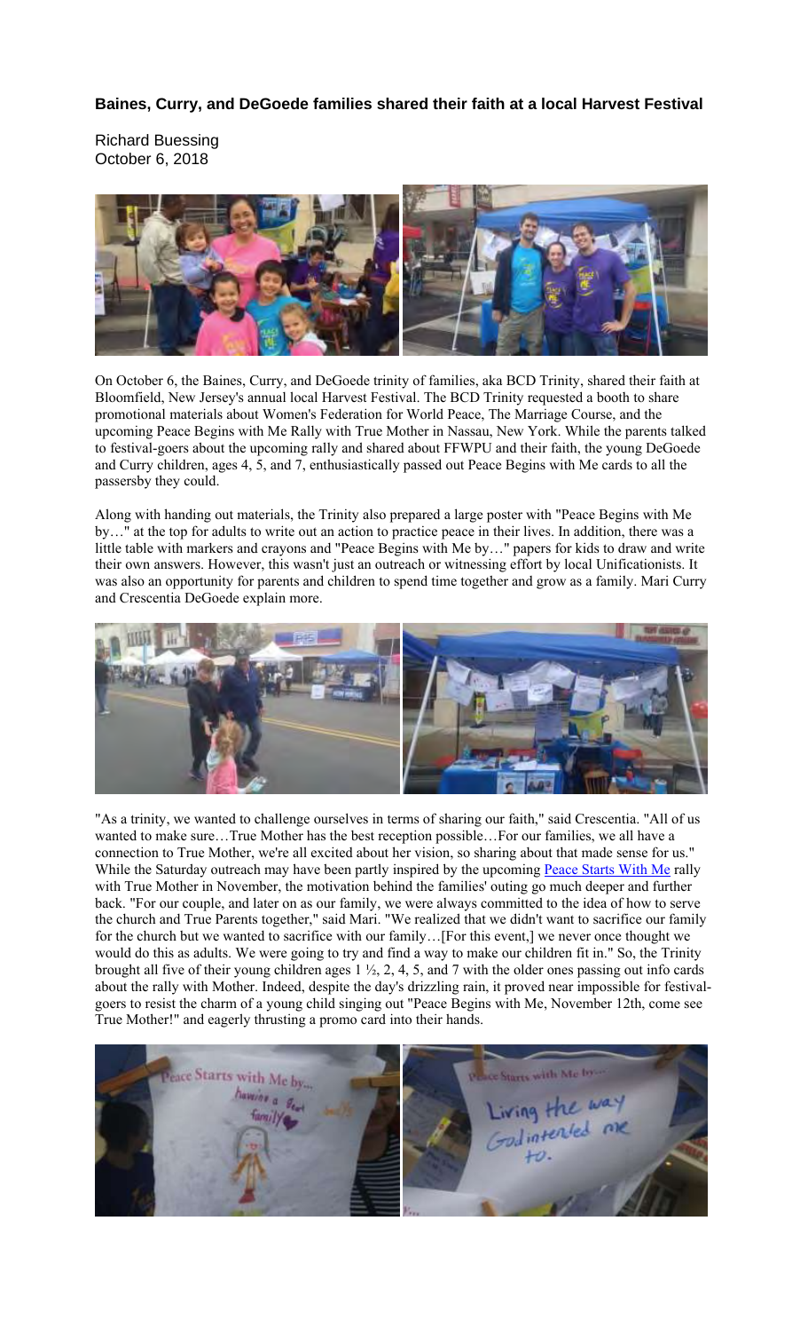**Baines, Curry, and DeGoede families shared their faith at a local Harvest Festival**

Richard Buessing
October 6, 2018

On October 6, the Baines, Curry, and DeGoede trinity of families, aka BCD Trinity, shared their faith at Bloomfield, New Jersey's annual local Harvest Festival. The BCD Trinity requested a booth to share promotional materials about Women's Federation for World Peace, The Marriage Course, and the upcoming Peace Begins with Me Rally with True Mother in Nassau, New York. While the parents talked to festival-goers about the upcoming rally and shared about FFWPU and their faith, the young DeGoede and Curry children, ages 4, 5, and 7, enthusiastically passed out Peace Begins with Me cards to all the passersby they could.

Along with handing out materials, the Trinity also prepared a large poster with "Peace Begins with Me by…" at the top for adults to write out an action to practice peace in their lives. In addition, there was a little table with markers and crayons and "Peace Begins with Me by…" papers for kids to draw and write their own answers. However, this wasn't just an outreach or witnessing effort by local Unificationists. It was also an opportunity for parents and children to spend time together and grow as a family. Mari Curry and Crescentia DeGoede explain more.

"As a trinity, we wanted to challenge ourselves in terms of sharing our faith," said Crescentia. "All of us wanted to make sure…True Mother has the best reception possible…For our families, we all have a connection to True Mother, we're all excited about her vision, so sharing about that made sense for us." While the Saturday outreach may have been partly inspired by the upcoming Peace Starts With Me rally with True Mother in November, the motivation behind the families' outing go much deeper and further back. "For our couple, and later on as our family, we were always committed to the idea of how to serve the church and True Parents together," said Mari. "We realized that we didn't want to sacrifice our family for the church but we wanted to sacrifice with our family…[For this event,] we never once thought we would do this as adults. We were going to try and find a way to make our children fit in." So, the Trinity brought all five of their young children ages 1 ½, 2, 4, 5, and 7 with the older ones passing out info cards about the rally with Mother. Indeed, despite the day's drizzling rain, it proved near impossible for festival-goers to resist the charm of a young child singing out "Peace Begins with Me, November 12th, come see True Mother!" and eagerly thrusting a promo card into their hands.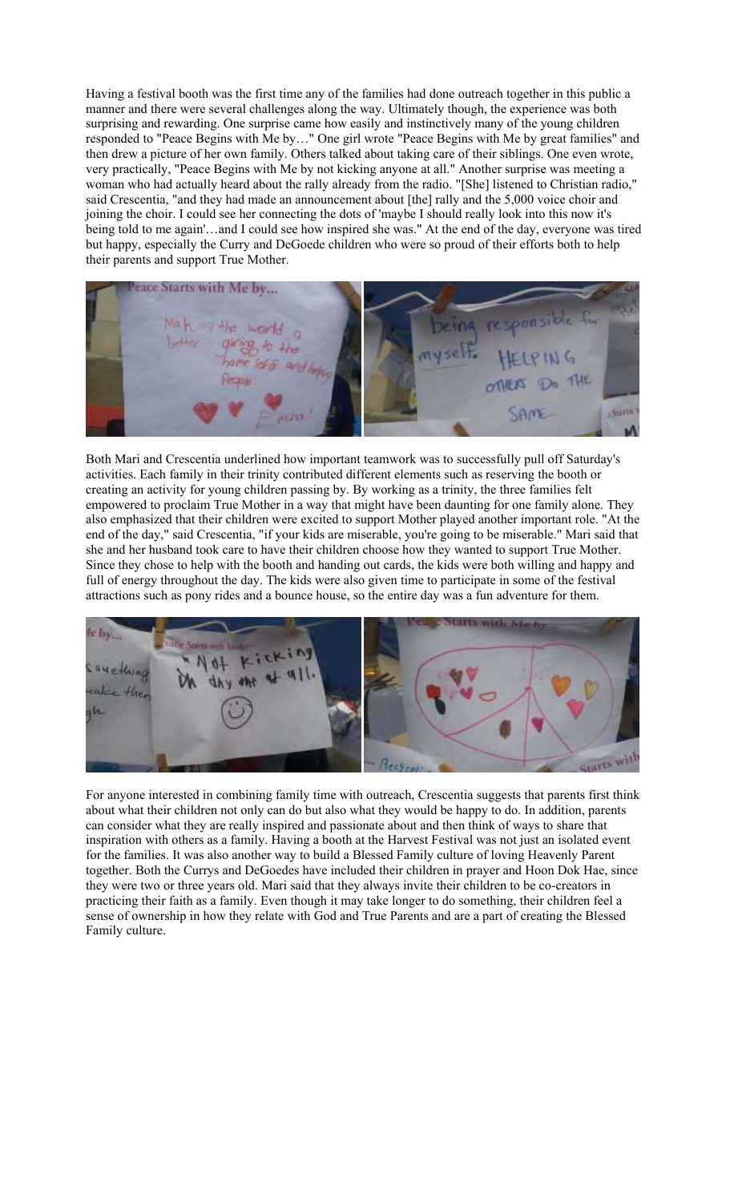Having a festival booth was the first time any of the families had done outreach together in this public a manner and there were several challenges along the way. Ultimately though, the experience was both surprising and rewarding. One surprise came how easily and instinctively many of the young children responded to "Peace Begins with Me by…" One girl wrote "Peace Begins with Me by great families" and then drew a picture of her own family. Others talked about taking care of their siblings. One even wrote, very practically, "Peace Begins with Me by not kicking anyone at all." Another surprise was meeting a woman who had actually heard about the rally already from the radio. "[She] listened to Christian radio," said Crescentia, "and they had made an announcement about [the] rally and the 5,000 voice choir and joining the choir. I could see her connecting the dots of 'maybe I should really look into this now it's being told to me again'…and I could see how inspired she was." At the end of the day, everyone was tired but happy, especially the Curry and DeGoede children who were so proud of their efforts both to help their parents and support True Mother.

Both Mari and Crescentia underlined how important teamwork was to successfully pull off Saturday's activities. Each family in their trinity contributed different elements such as reserving the booth or creating an activity for young children passing by. By working as a trinity, the three families felt empowered to proclaim True Mother in a way that might have been daunting for one family alone. They also emphasized that their children were excited to support Mother played another important role. "At the end of the day," said Crescentia, "if your kids are miserable, you're going to be miserable." Mari said that she and her husband took care to have their children choose how they wanted to support True Mother. Since they chose to help with the booth and handing out cards, the kids were both willing and happy and full of energy throughout the day. The kids were also given time to participate in some of the festival attractions such as pony rides and a bounce house, so the entire day was a fun adventure for them.

For anyone interested in combining family time with outreach, Crescentia suggests that parents first think about what their children not only can do but also what they would be happy to do. In addition, parents can consider what they are really inspired and passionate about and then think of ways to share that inspiration with others as a family. Having a booth at the Harvest Festival was not just an isolated event for the families. It was also another way to build a Blessed Family culture of loving Heavenly Parent together. Both the Currys and DeGoedes have included their children in prayer and Hoon Dok Hae, since they were two or three years old. Mari said that they always invite their children to be co-creators in practicing their faith as a family. Even though it may take longer to do something, their children feel a sense of ownership in how they relate with God and True Parents and are a part of creating the Blessed Family culture.